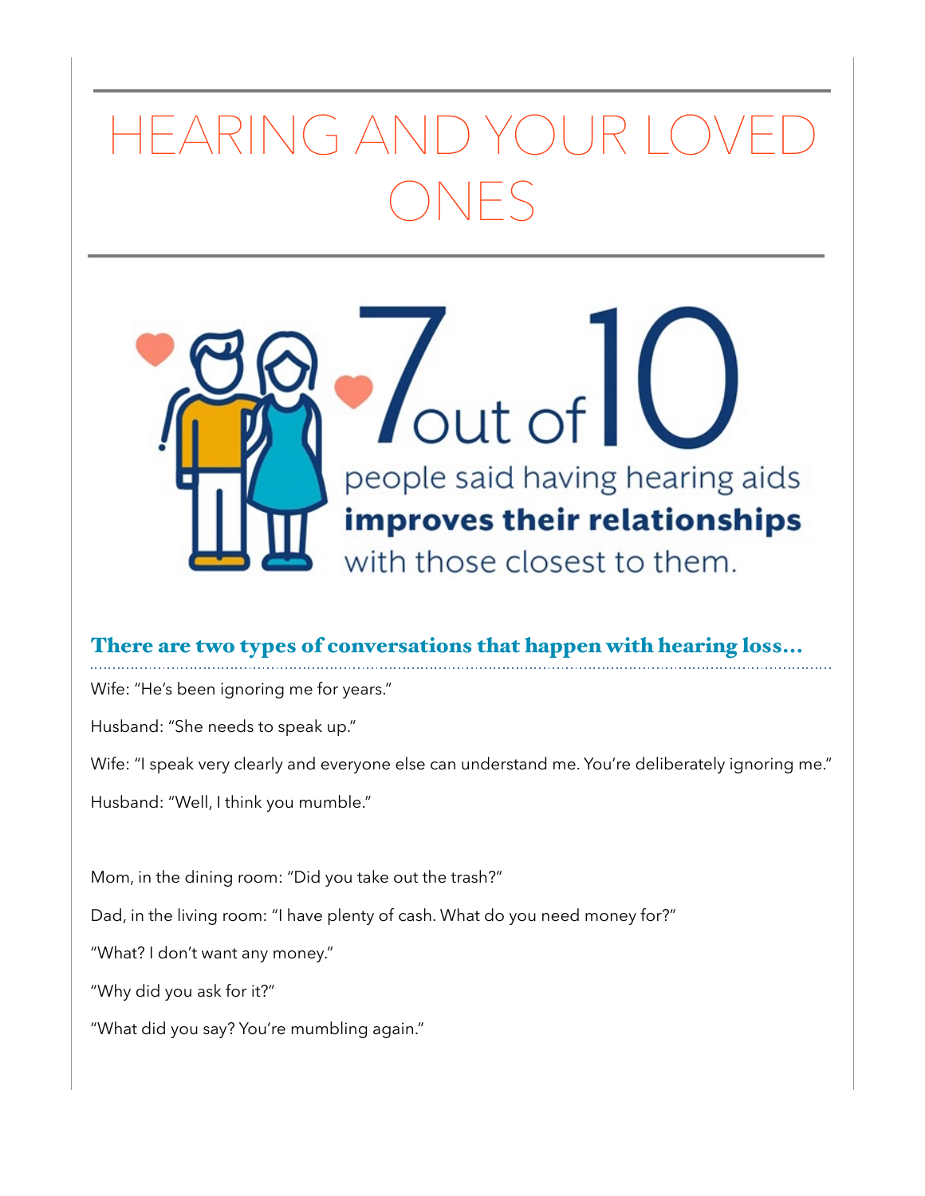# HEARING AND YOUR LOVED ONES

7 out of 10 people said having hearing aids **improves their relationships** with those closest to them.

## There are two types of conversations that happen with hearing loss…

Wife: "He's been ignoring me for years."

Husband: "She needs to speak up."

Wife: "I speak very clearly and everyone else can understand me. You're deliberately ignoring me."

Husband: "Well, I think you mumble."

Mom, in the dining room: "Did you take out the trash?"

Dad, in the living room: "I have plenty of cash. What do you need money for?"

"What? I don't want any money."

"Why did you ask for it?"

"What did you say? You're mumbling again."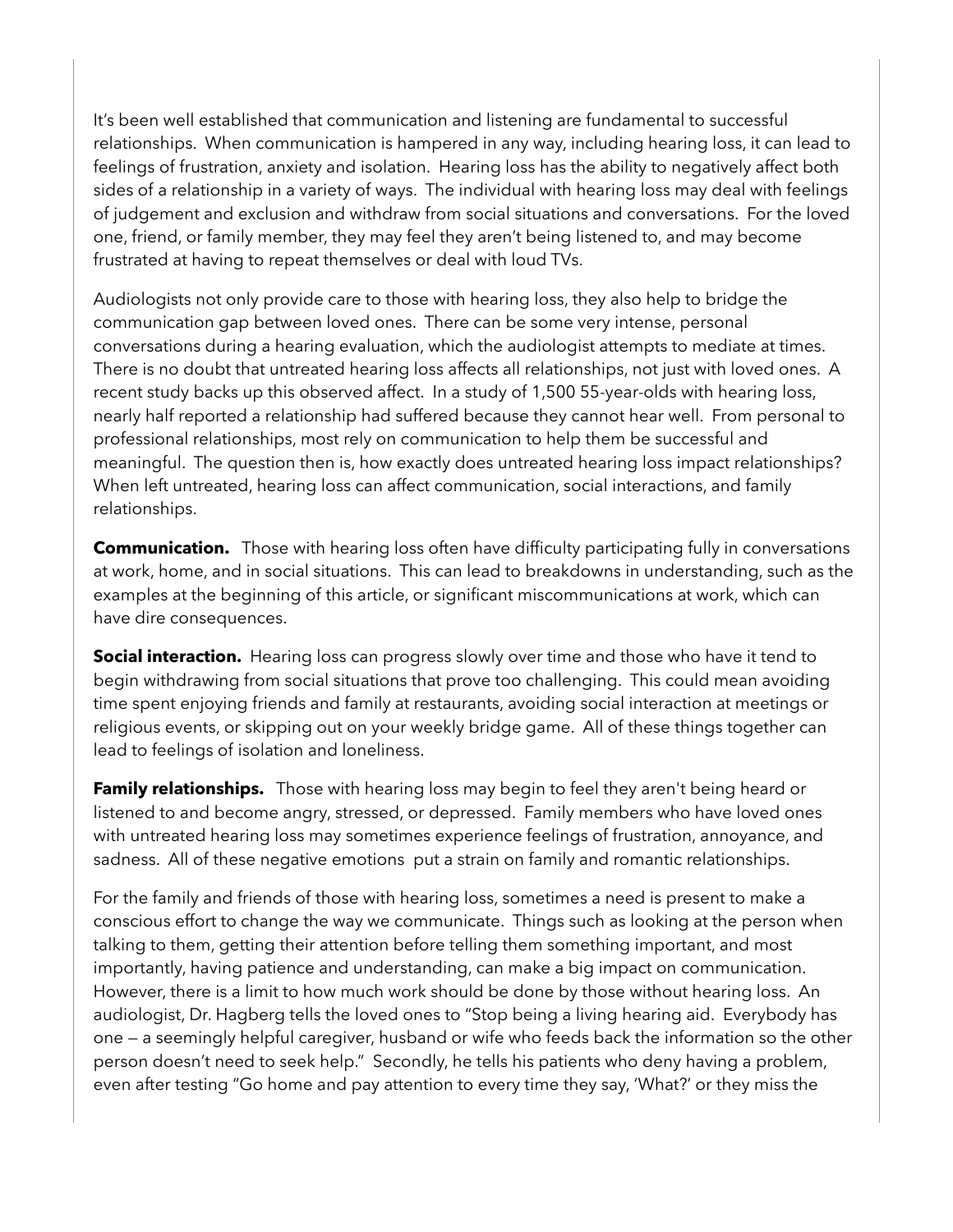It's been well established that communication and listening are fundamental to successful relationships. When communication is hampered in any way, including hearing loss, it can lead to feelings of frustration, anxiety and isolation. Hearing loss has the ability to negatively affect both sides of a relationship in a variety of ways. The individual with hearing loss may deal with feelings of judgement and exclusion and withdraw from social situations and conversations. For the loved one, friend, or family member, they may feel they aren't being listened to, and may become frustrated at having to repeat themselves or deal with loud TVs.

Audiologists not only provide care to those with hearing loss, they also help to bridge the communication gap between loved ones. There can be some very intense, personal conversations during a hearing evaluation, which the audiologist attempts to mediate at times. There is no doubt that untreated hearing loss affects all relationships, not just with loved ones. A recent study backs up this observed affect. In a study of 1,500 55-year-olds with hearing loss, nearly half reported a relationship had suffered because they cannot hear well. From personal to professional relationships, most rely on communication to help them be successful and meaningful. The question then is, how exactly does untreated hearing loss impact relationships? When left untreated, hearing loss can affect communication, social interactions, and family relationships.

**Communication.** Those with hearing loss often have difficulty participating fully in conversations at work, home, and in social situations. This can lead to breakdowns in understanding, such as the examples at the beginning of this article, or significant miscommunications at work, which can have dire consequences.

**Social interaction.** Hearing loss can progress slowly over time and those who have it tend to begin withdrawing from social situations that prove too challenging. This could mean avoiding time spent enjoying friends and family at restaurants, avoiding social interaction at meetings or religious events, or skipping out on your weekly bridge game. All of these things together can lead to feelings of isolation and loneliness.

**Family relationships.** Those with hearing loss may begin to feel they aren't being heard or listened to and become angry, stressed, or depressed. Family members who have loved ones with untreated hearing loss may sometimes experience feelings of frustration, annoyance, and sadness. All of these negative emotions put a strain on family and romantic relationships.

For the family and friends of those with hearing loss, sometimes a need is present to make a conscious effort to change the way we communicate. Things such as looking at the person when talking to them, getting their attention before telling them something important, and most importantly, having patience and understanding, can make a big impact on communication. However, there is a limit to how much work should be done by those without hearing loss. An audiologist, Dr. Hagberg tells the loved ones to "Stop being a living hearing aid. Everybody has one — a seemingly helpful caregiver, husband or wife who feeds back the information so the other person doesn't need to seek help." Secondly, he tells his patients who deny having a problem, even after testing "Go home and pay attention to every time they say, 'What?' or they miss the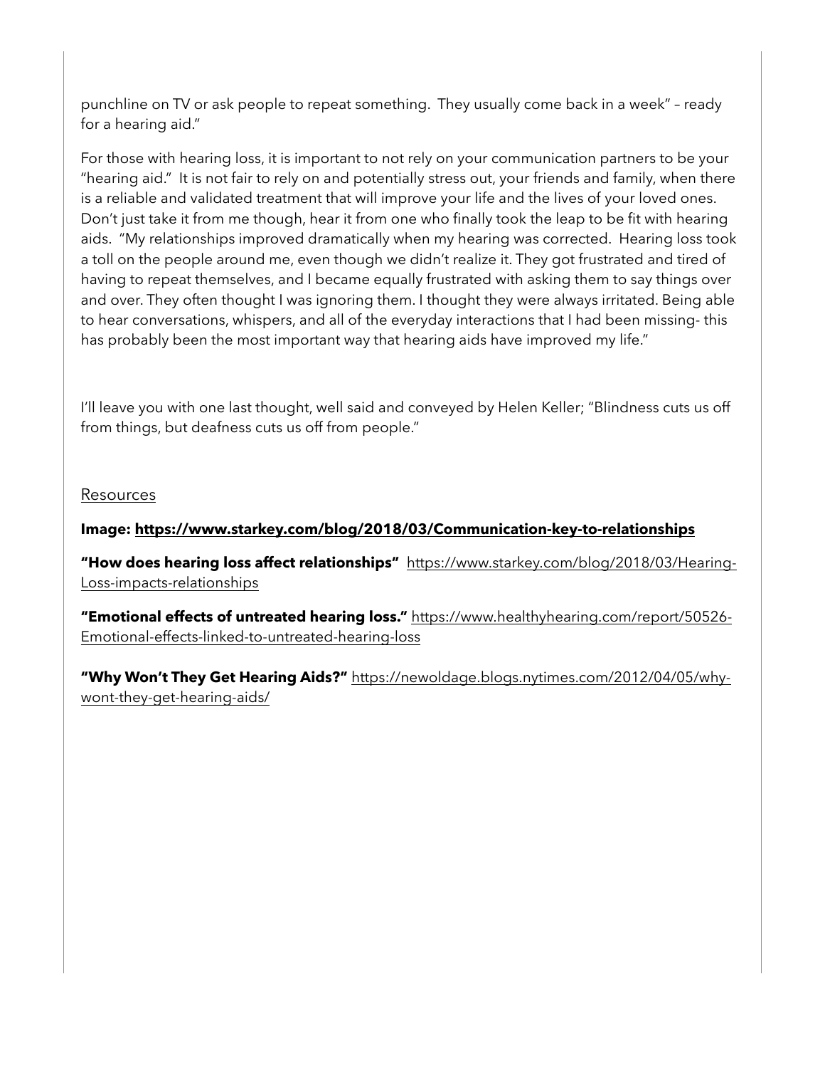punchline on TV or ask people to repeat something. They usually come back in a week" – ready for a hearing aid."

For those with hearing loss, it is important to not rely on your communication partners to be your "hearing aid." It is not fair to rely on and potentially stress out, your friends and family, when there is a reliable and validated treatment that will improve your life and the lives of your loved ones. Don't just take it from me though, hear it from one who finally took the leap to be fit with hearing aids. "My relationships improved dramatically when my hearing was corrected. Hearing loss took a toll on the people around me, even though we didn't realize it. They got frustrated and tired of having to repeat themselves, and I became equally frustrated with asking them to say things over and over. They often thought I was ignoring them. I thought they were always irritated. Being able to hear conversations, whispers, and all of the everyday interactions that I had been missing- this has probably been the most important way that hearing aids have improved my life."

I'll leave you with one last thought, well said and conveyed by Helen Keller; "Blindness cuts us off from things, but deafness cuts us off from people."

Resources

**Image: https://www.starkey.com/blog/2018/03/Communication-key-to-relationships**

**"How does hearing loss affect relationships"** https://www.starkey.com/blog/2018/03/Hearing-Loss-impacts-relationships

**"Emotional effects of untreated hearing loss."** https://www.healthyhearing.com/report/50526-Emotional-effects-linked-to-untreated-hearing-loss

**"Why Won't They Get Hearing Aids?"** https://newoldage.blogs.nytimes.com/2012/04/05/why-wont-they-get-hearing-aids/